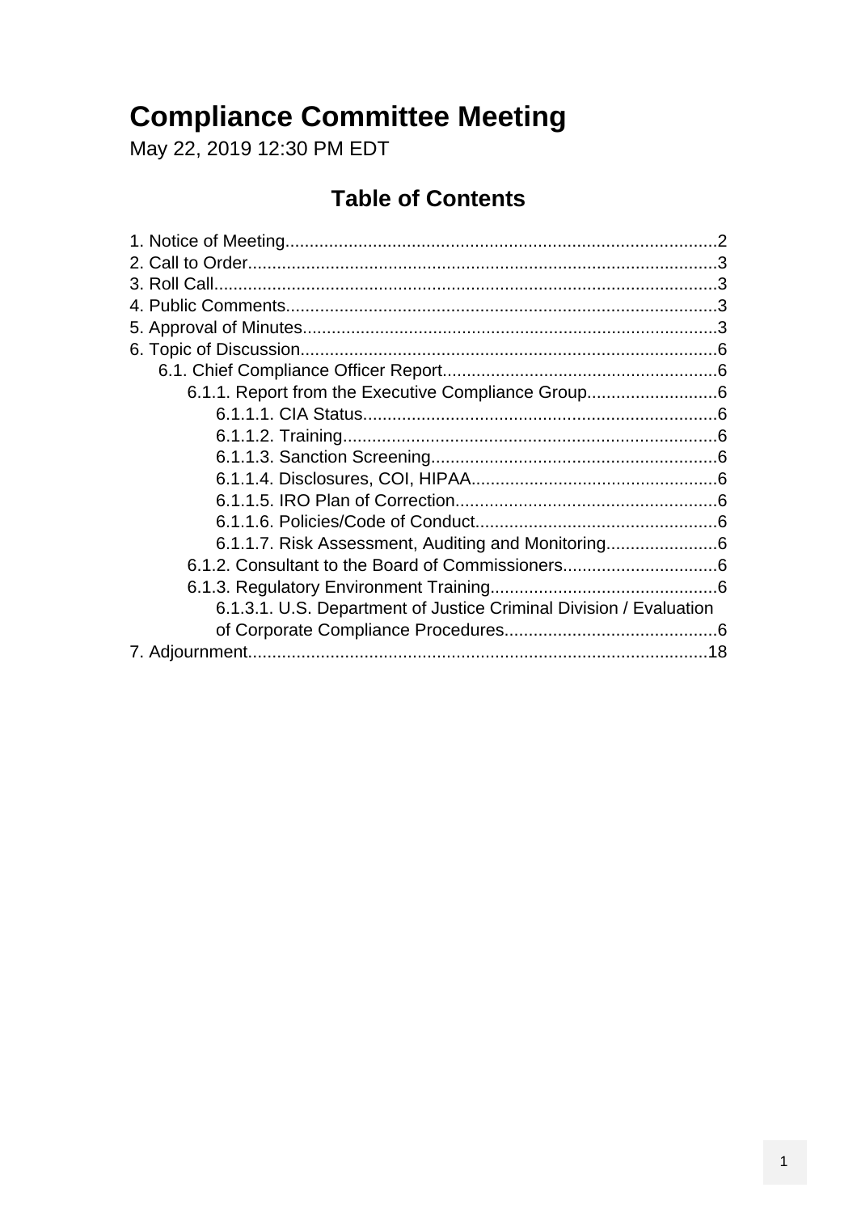# Compliance Committee Meeting

May 22, 2019 12:30 PM EDT

## Table of Contents

1. Notice of Meeting........................................................................................2
2. Call to Order................................................................................................3
3. Roll Call.......................................................................................................3
4. Public Comments........................................................................................3
5. Approval of Minutes.....................................................................................3
6. Topic of Discussion.....................................................................................6
    - 6.1. Chief Compliance Officer Report........................................................6
        - 6.1.1. Report from the Executive Compliance Group..........................6
            - 6.1.1.1. CIA Status.........................................................................6
            - 6.1.1.2. Training.............................................................................6
            - 6.1.1.3. Sanction Screening...........................................................6
            - 6.1.1.4. Disclosures, COI, HIPAA..................................................6
            - 6.1.1.5. IRO Plan of Correction......................................................6
            - 6.1.1.6. Policies/Code of Conduct..................................................6
            - 6.1.1.7. Risk Assessment, Auditing and Monitoring.......................6
        - 6.1.2. Consultant to the Board of Commissioners................................6
        - 6.1.3. Regulatory Environment Training..............................................6
            - 6.1.3.1. U.S. Department of Justice Criminal Division / Evaluation of Corporate Compliance Procedures............................................6
7. Adjournment..............................................................................................18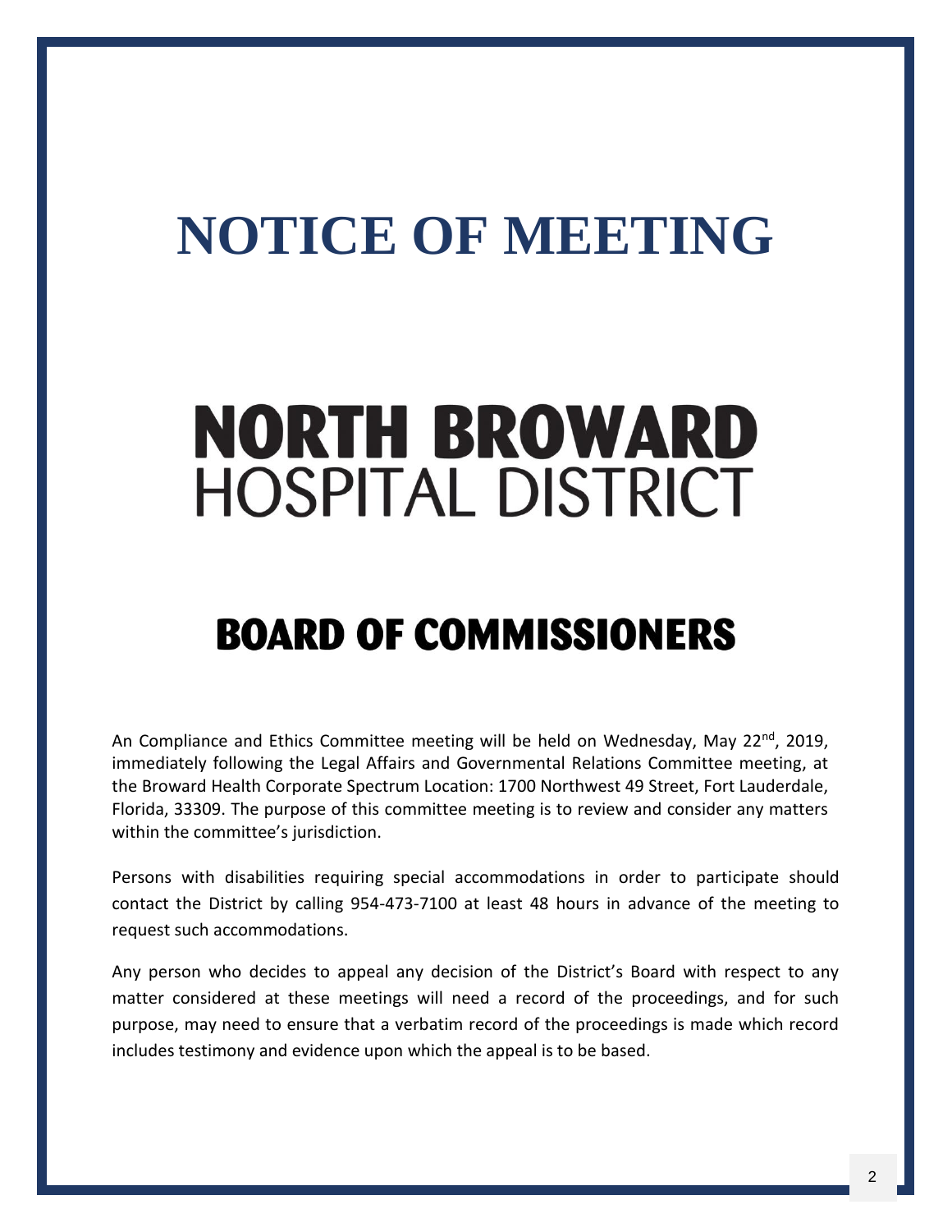# NOTICE OF MEETING

# NORTH BROWARD
## HOSPITAL DISTRICT

# BOARD OF COMMISSIONERS

An Compliance and Ethics Committee meeting will be held on Wednesday, May 22nd, 2019, immediately following the Legal Affairs and Governmental Relations Committee meeting, at the Broward Health Corporate Spectrum Location: 1700 Northwest 49 Street, Fort Lauderdale, Florida, 33309. The purpose of this committee meeting is to review and consider any matters within the committee's jurisdiction.

Persons with disabilities requiring special accommodations in order to participate should contact the District by calling 954-473-7100 at least 48 hours in advance of the meeting to request such accommodations.

Any person who decides to appeal any decision of the District's Board with respect to any matter considered at these meetings will need a record of the proceedings, and for such purpose, may need to ensure that a verbatim record of the proceedings is made which record includes testimony and evidence upon which the appeal is to be based.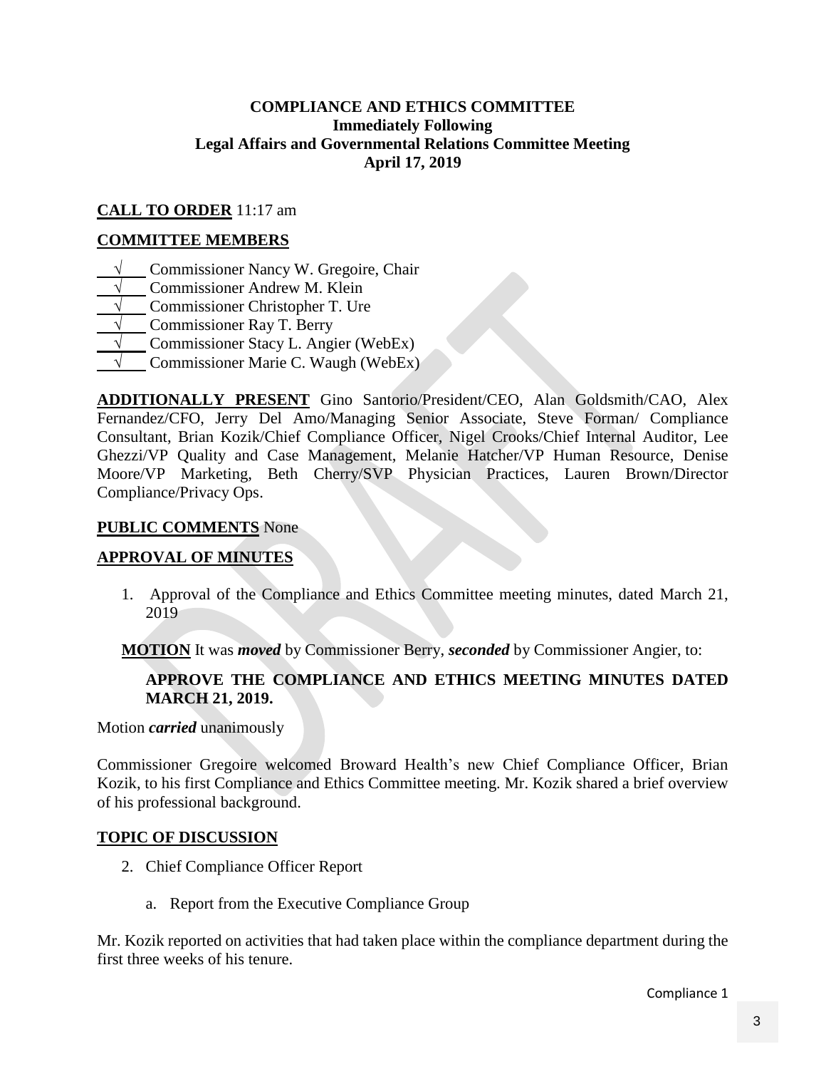**COMPLIANCE AND ETHICS COMMITTEE**
**Immediately Following**
**Legal Affairs and Governmental Relations Committee Meeting**
**April 17, 2019**

**CALL TO ORDER** 11:17 am

**COMMITTEE MEMBERS**

√ Commissioner Nancy W. Gregoire, Chair
√ Commissioner Andrew M. Klein
√ Commissioner Christopher T. Ure
√ Commissioner Ray T. Berry
√ Commissioner Stacy L. Angier (WebEx)
√ Commissioner Marie C. Waugh (WebEx)

**ADDITIONALLY PRESENT** Gino Santorio/President/CEO, Alan Goldsmith/CAO, Alex Fernandez/CFO, Jerry Del Amo/Managing Senior Associate, Steve Forman/ Compliance Consultant, Brian Kozik/Chief Compliance Officer, Nigel Crooks/Chief Internal Auditor, Lee Ghezzi/VP Quality and Case Management, Melanie Hatcher/VP Human Resource, Denise Moore/VP Marketing, Beth Cherry/SVP Physician Practices, Lauren Brown/Director Compliance/Privacy Ops.

**PUBLIC COMMENTS** None

**APPROVAL OF MINUTES**

1. Approval of the Compliance and Ethics Committee meeting minutes, dated March 21, 2019

**MOTION** It was ***moved*** by Commissioner Berry, ***seconded*** by Commissioner Angier, to:

**APPROVE THE COMPLIANCE AND ETHICS MEETING MINUTES DATED MARCH 21, 2019.**

Motion ***carried*** unanimously

Commissioner Gregoire welcomed Broward Health's new Chief Compliance Officer, Brian Kozik, to his first Compliance and Ethics Committee meeting. Mr. Kozik shared a brief overview of his professional background.

**TOPIC OF DISCUSSION**

2. Chief Compliance Officer Report

   a. Report from the Executive Compliance Group

Mr. Kozik reported on activities that had taken place within the compliance department during the first three weeks of his tenure.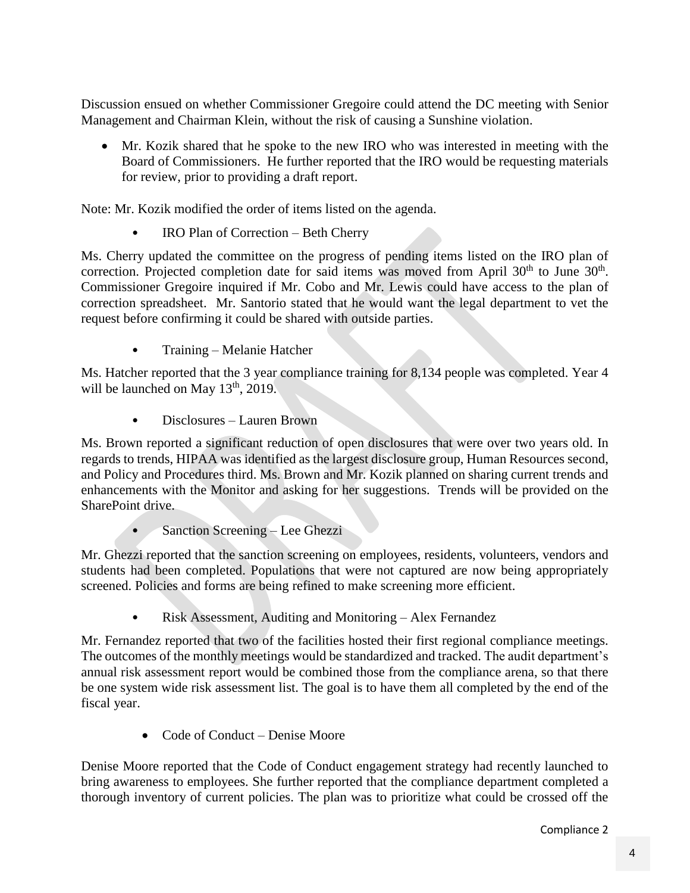Discussion ensued on whether Commissioner Gregoire could attend the DC meeting with Senior Management and Chairman Klein, without the risk of causing a Sunshine violation.

- Mr. Kozik shared that he spoke to the new IRO who was interested in meeting with the Board of Commissioners. He further reported that the IRO would be requesting materials for review, prior to providing a draft report.

Note: Mr. Kozik modified the order of items listed on the agenda.

- IRO Plan of Correction – Beth Cherry

Ms. Cherry updated the committee on the progress of pending items listed on the IRO plan of correction. Projected completion date for said items was moved from April 30th to June 30th. Commissioner Gregoire inquired if Mr. Cobo and Mr. Lewis could have access to the plan of correction spreadsheet. Mr. Santorio stated that he would want the legal department to vet the request before confirming it could be shared with outside parties.

- Training – Melanie Hatcher

Ms. Hatcher reported that the 3 year compliance training for 8,134 people was completed. Year 4 will be launched on May 13th, 2019.

- Disclosures – Lauren Brown

Ms. Brown reported a significant reduction of open disclosures that were over two years old. In regards to trends, HIPAA was identified as the largest disclosure group, Human Resources second, and Policy and Procedures third. Ms. Brown and Mr. Kozik planned on sharing current trends and enhancements with the Monitor and asking for her suggestions. Trends will be provided on the SharePoint drive.

- Sanction Screening – Lee Ghezzi

Mr. Ghezzi reported that the sanction screening on employees, residents, volunteers, vendors and students had been completed. Populations that were not captured are now being appropriately screened. Policies and forms are being refined to make screening more efficient.

- Risk Assessment, Auditing and Monitoring – Alex Fernandez

Mr. Fernandez reported that two of the facilities hosted their first regional compliance meetings. The outcomes of the monthly meetings would be standardized and tracked. The audit department's annual risk assessment report would be combined those from the compliance arena, so that there be one system wide risk assessment list. The goal is to have them all completed by the end of the fiscal year.

- Code of Conduct – Denise Moore

Denise Moore reported that the Code of Conduct engagement strategy had recently launched to bring awareness to employees. She further reported that the compliance department completed a thorough inventory of current policies. The plan was to prioritize what could be crossed off the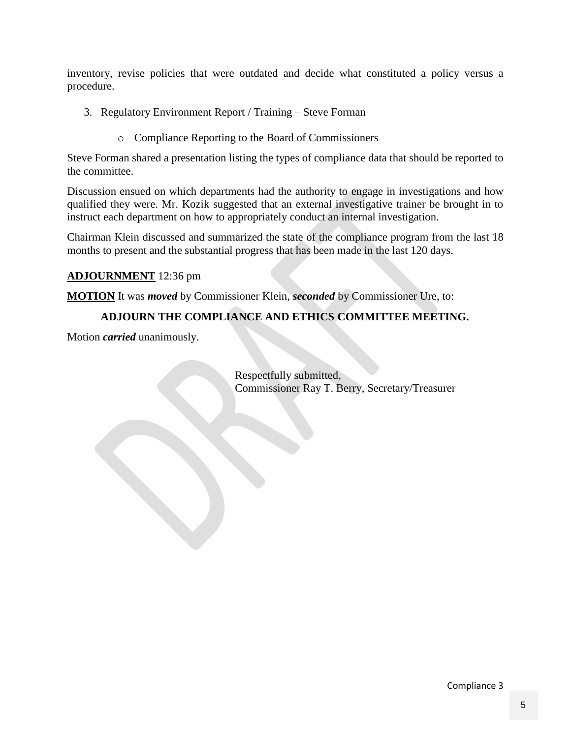inventory, revise policies that were outdated and decide what constituted a policy versus a procedure.

3. Regulatory Environment Report / Training – Steve Forman

   - Compliance Reporting to the Board of Commissioners

Steve Forman shared a presentation listing the types of compliance data that should be reported to the committee.

Discussion ensued on which departments had the authority to engage in investigations and how qualified they were. Mr. Kozik suggested that an external investigative trainer be brought in to instruct each department on how to appropriately conduct an internal investigation.

Chairman Klein discussed and summarized the state of the compliance program from the last 18 months to present and the substantial progress that has been made in the last 120 days.

**ADJOURNMENT** 12:36 pm

**MOTION** It was ***moved*** by Commissioner Klein, ***seconded*** by Commissioner Ure, to:

**ADJOURN THE COMPLIANCE AND ETHICS COMMITTEE MEETING.**

Motion ***carried*** unanimously.

Respectfully submitted,
Commissioner Ray T. Berry, Secretary/Treasurer

Compliance 3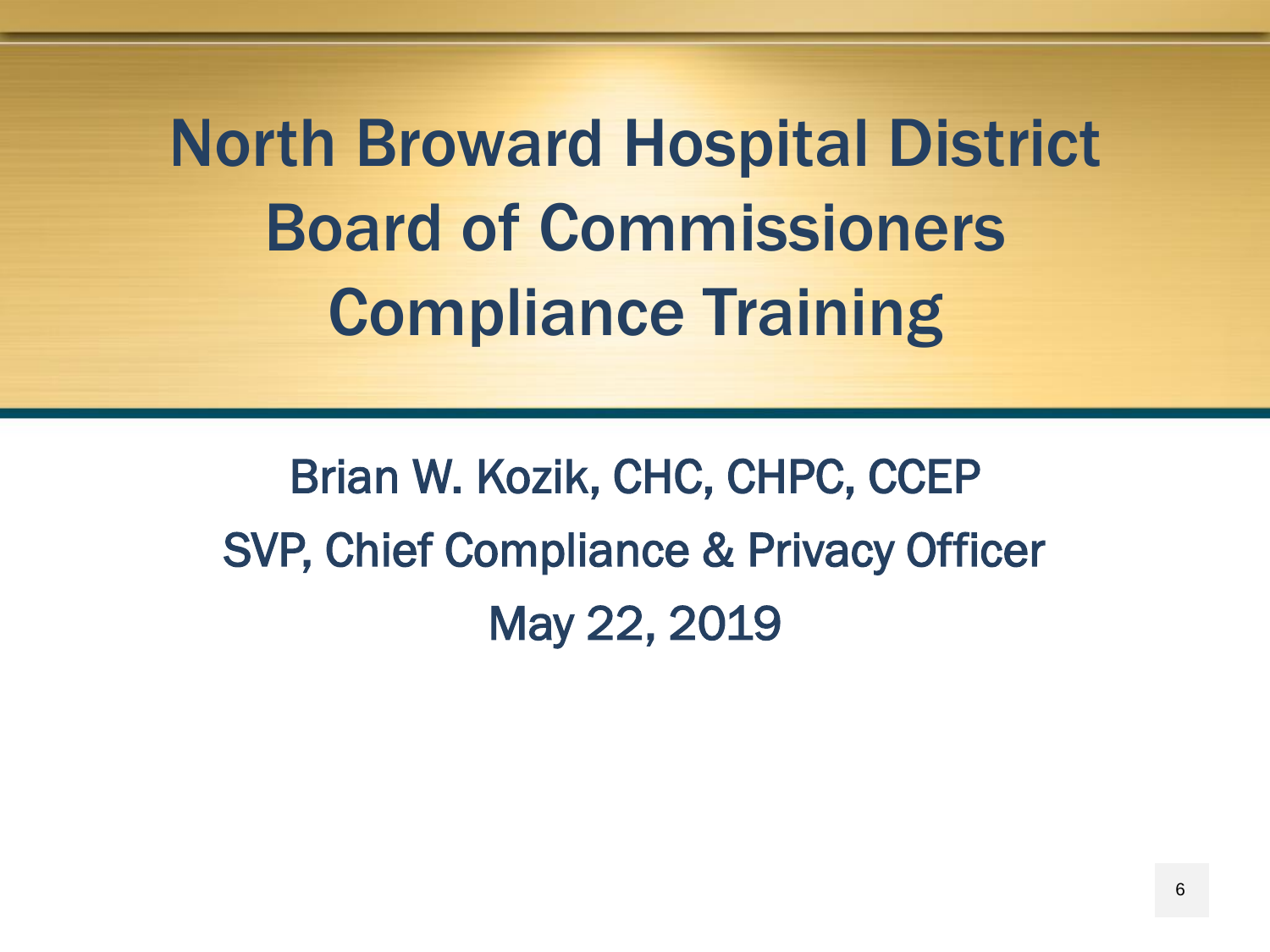# North Broward Hospital District Board of Commissioners Compliance Training

Brian W. Kozik, CHC, CHPC, CCEP

SVP, Chief Compliance & Privacy Officer

May 22, 2019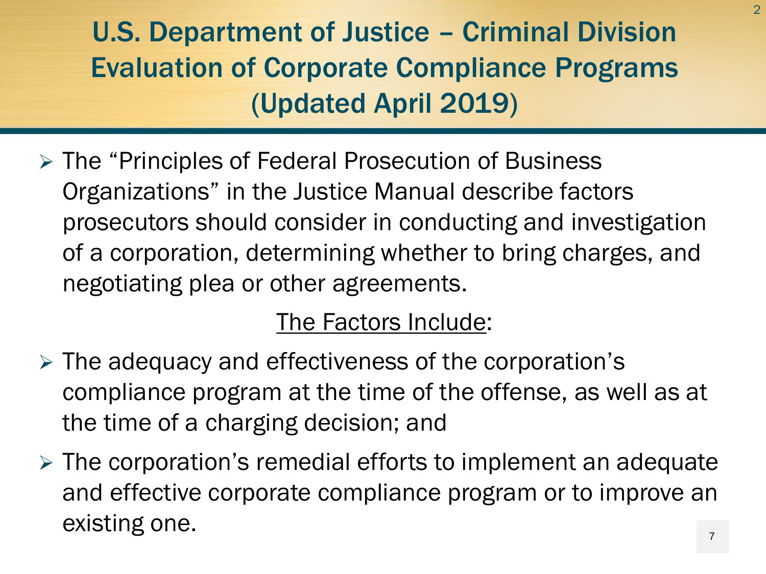# U.S. Department of Justice – Criminal Division Evaluation of Corporate Compliance Programs (Updated April 2019)

- The "Principles of Federal Prosecution of Business Organizations" in the Justice Manual describe factors prosecutors should consider in conducting and investigation of a corporation, determining whether to bring charges, and negotiating plea or other agreements.

The Factors Include:

- The adequacy and effectiveness of the corporation's compliance program at the time of the offense, as well as at the time of a charging decision; and
- The corporation's remedial efforts to implement an adequate and effective corporate compliance program or to improve an existing one.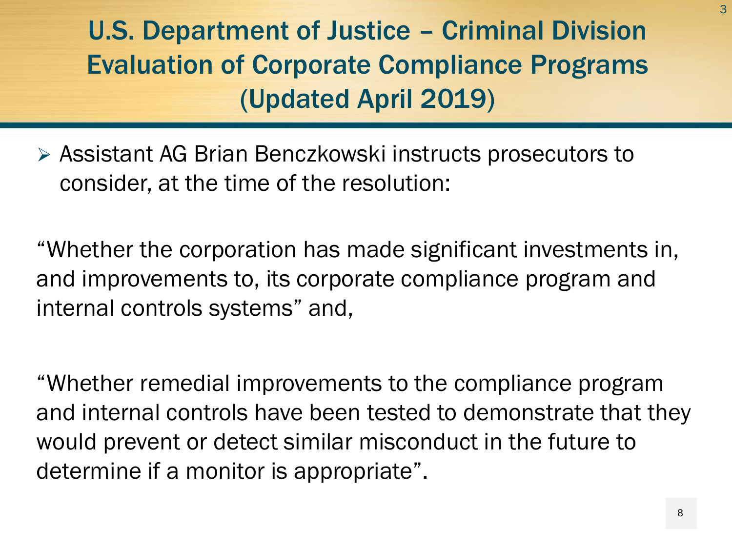# U.S. Department of Justice – Criminal Division Evaluation of Corporate Compliance Programs (Updated April 2019)

- Assistant AG Brian Benczkowski instructs prosecutors to consider, at the time of the resolution:

"Whether the corporation has made significant investments in, and improvements to, its corporate compliance program and internal controls systems" and,

"Whether remedial improvements to the compliance program and internal controls have been tested to demonstrate that they would prevent or detect similar misconduct in the future to determine if a monitor is appropriate".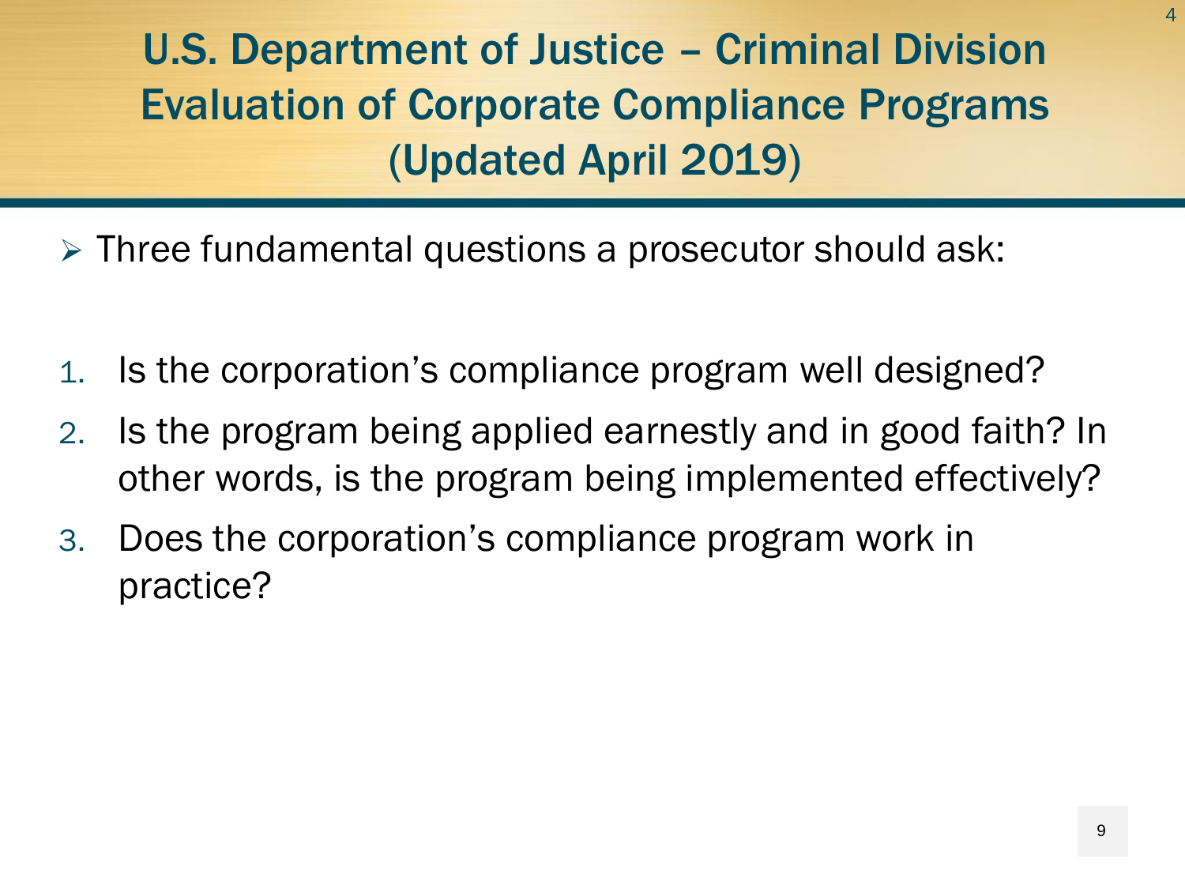# U.S. Department of Justice – Criminal Division Evaluation of Corporate Compliance Programs (Updated April 2019)

- Three fundamental questions a prosecutor should ask:

1. Is the corporation's compliance program well designed?
2. Is the program being applied earnestly and in good faith? In other words, is the program being implemented effectively?
3. Does the corporation's compliance program work in practice?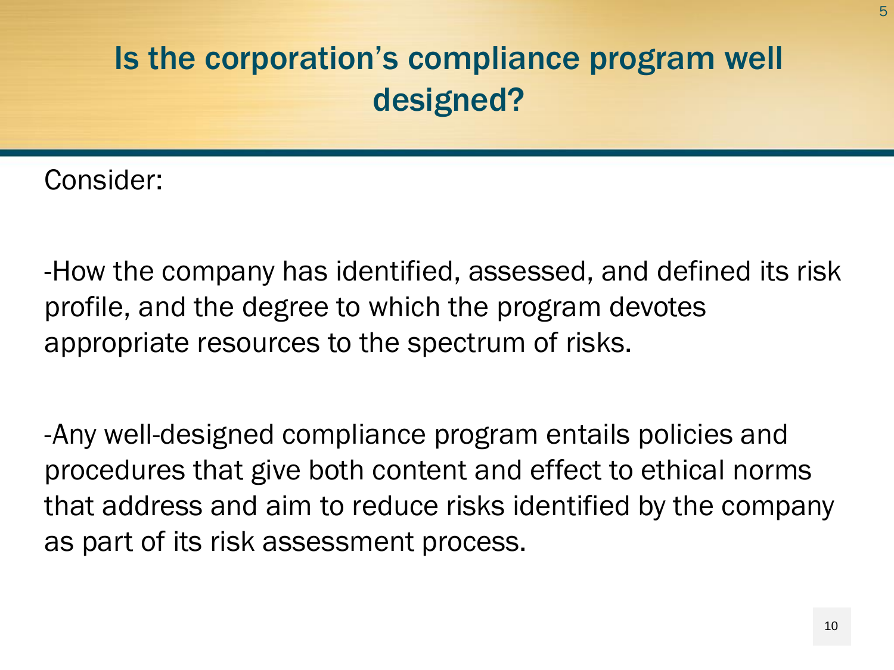# Is the corporation's compliance program well designed?

Consider:

-How the company has identified, assessed, and defined its risk profile, and the degree to which the program devotes appropriate resources to the spectrum of risks.

-Any well-designed compliance program entails policies and procedures that give both content and effect to ethical norms that address and aim to reduce risks identified by the company as part of its risk assessment process.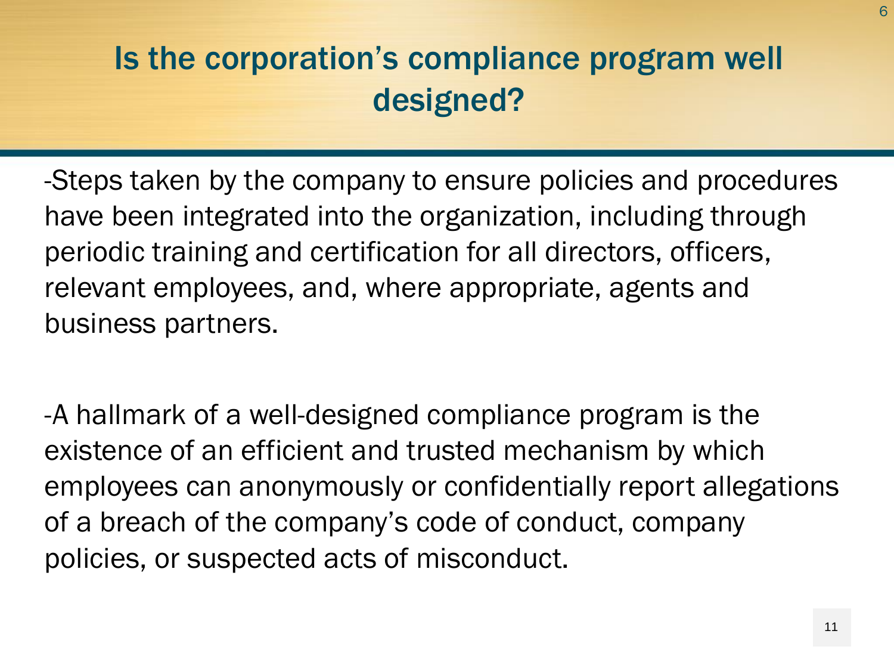# Is the corporation's compliance program well designed?

-Steps taken by the company to ensure policies and procedures have been integrated into the organization, including through periodic training and certification for all directors, officers, relevant employees, and, where appropriate, agents and business partners.

-A hallmark of a well-designed compliance program is the existence of an efficient and trusted mechanism by which employees can anonymously or confidentially report allegations of a breach of the company's code of conduct, company policies, or suspected acts of misconduct.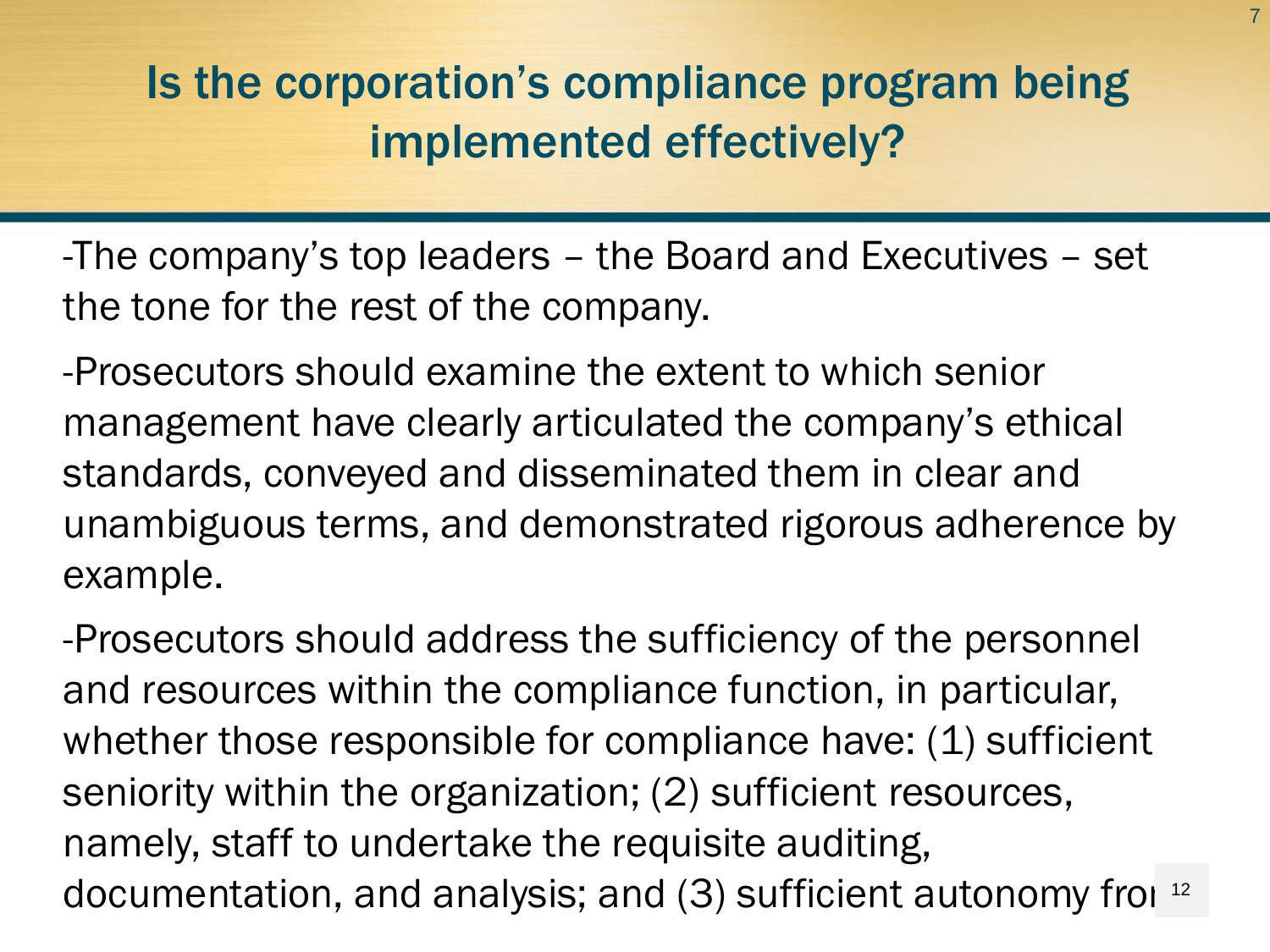# Is the corporation's compliance program being implemented effectively?

-The company's top leaders – the Board and Executives – set the tone for the rest of the company.

-Prosecutors should examine the extent to which senior management have clearly articulated the company's ethical standards, conveyed and disseminated them in clear and unambiguous terms, and demonstrated rigorous adherence by example.

-Prosecutors should address the sufficiency of the personnel and resources within the compliance function, in particular, whether those responsible for compliance have: (1) sufficient seniority within the organization; (2) sufficient resources, namely, staff to undertake the requisite auditing, documentation, and analysis; and (3) sufficient autonomy fro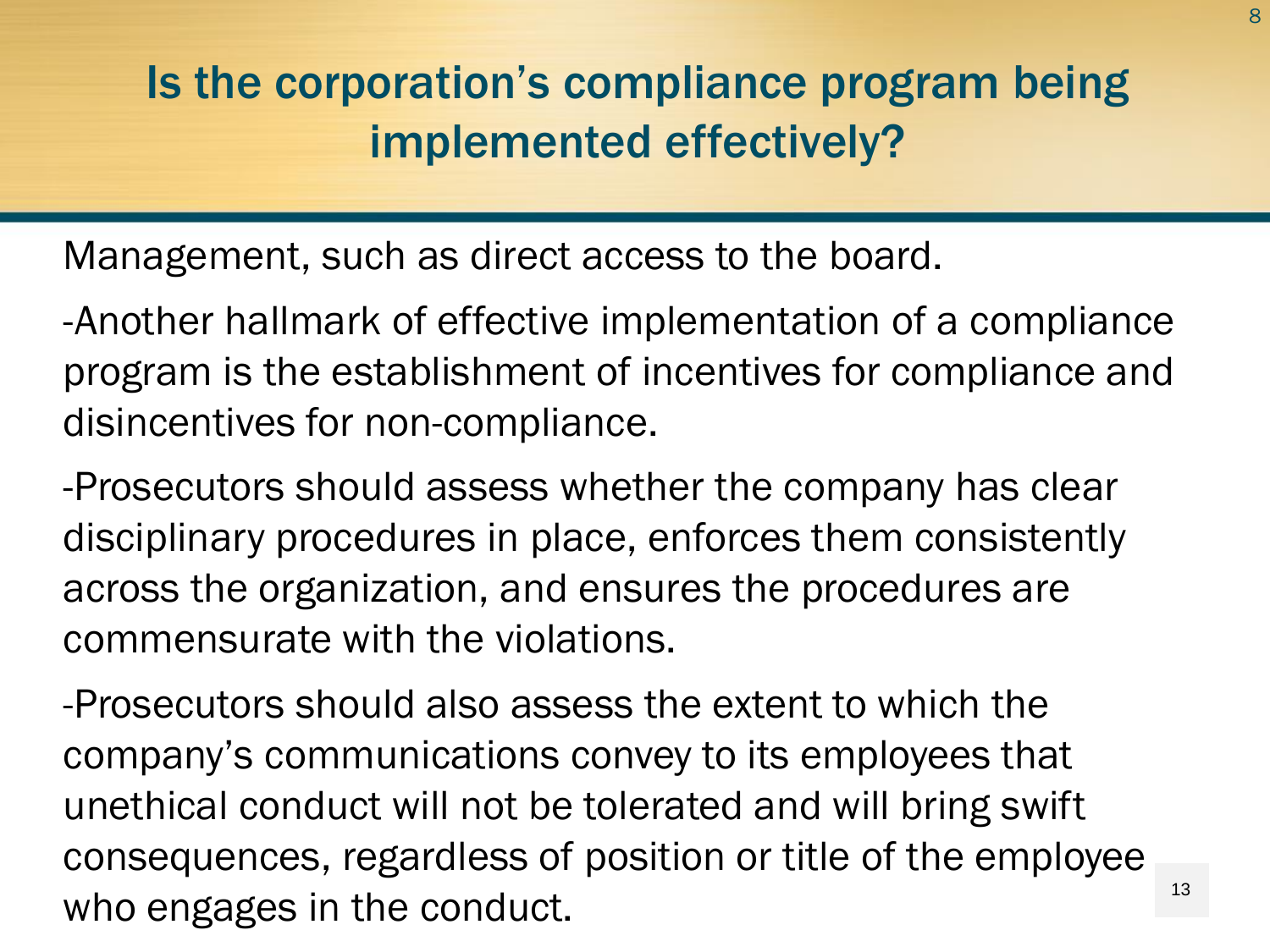# Is the corporation's compliance program being implemented effectively?

Management, such as direct access to the board.

-Another hallmark of effective implementation of a compliance program is the establishment of incentives for compliance and disincentives for non-compliance.

-Prosecutors should assess whether the company has clear disciplinary procedures in place, enforces them consistently across the organization, and ensures the procedures are commensurate with the violations.

-Prosecutors should also assess the extent to which the company's communications convey to its employees that unethical conduct will not be tolerated and will bring swift consequences, regardless of position or title of the employee who engages in the conduct.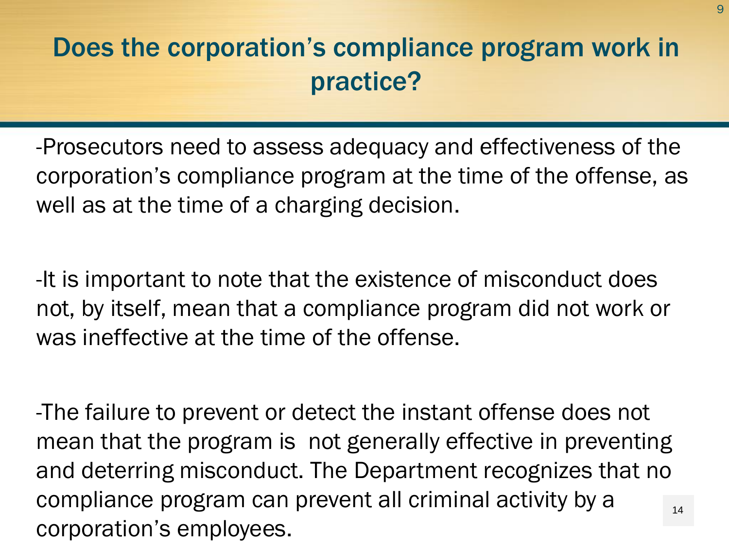# Does the corporation's compliance program work in practice?

-Prosecutors need to assess adequacy and effectiveness of the corporation's compliance program at the time of the offense, as well as at the time of a charging decision.

-It is important to note that the existence of misconduct does not, by itself, mean that a compliance program did not work or was ineffective at the time of the offense.

-The failure to prevent or detect the instant offense does not mean that the program is not generally effective in preventing and deterring misconduct. The Department recognizes that no compliance program can prevent all criminal activity by a corporation's employees.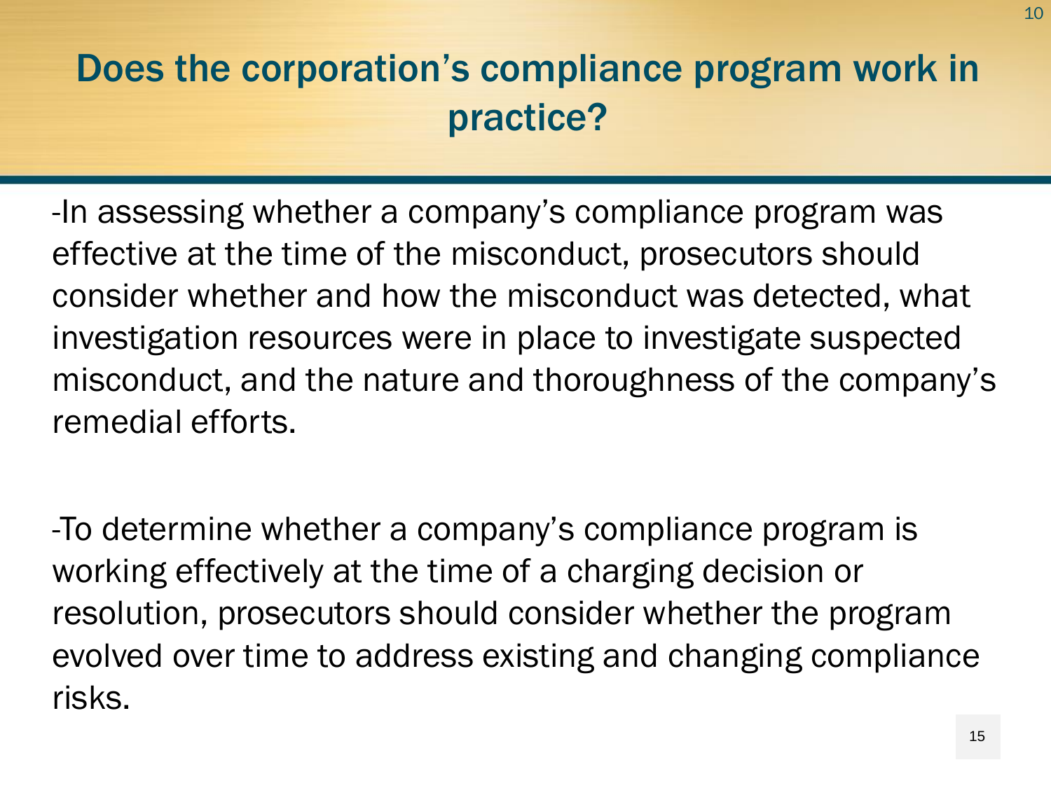# Does the corporation's compliance program work in practice?

-In assessing whether a company's compliance program was effective at the time of the misconduct, prosecutors should consider whether and how the misconduct was detected, what investigation resources were in place to investigate suspected misconduct, and the nature and thoroughness of the company's remedial efforts.

-To determine whether a company's compliance program is working effectively at the time of a charging decision or resolution, prosecutors should consider whether the program evolved over time to address existing and changing compliance risks.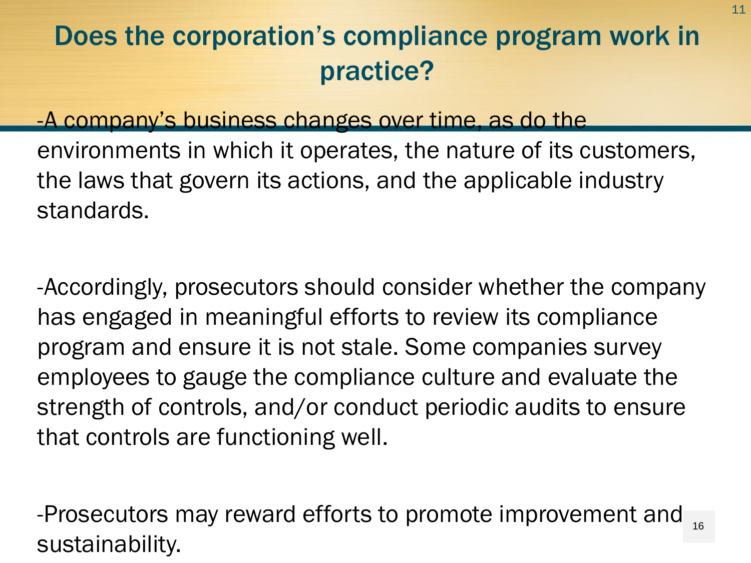# Does the corporation's compliance program work in practice?

-A company's business changes over time, as do the environments in which it operates, the nature of its customers, the laws that govern its actions, and the applicable industry standards.

-Accordingly, prosecutors should consider whether the company has engaged in meaningful efforts to review its compliance program and ensure it is not stale. Some companies survey employees to gauge the compliance culture and evaluate the strength of controls, and/or conduct periodic audits to ensure that controls are functioning well.

-Prosecutors may reward efforts to promote improvement and sustainability.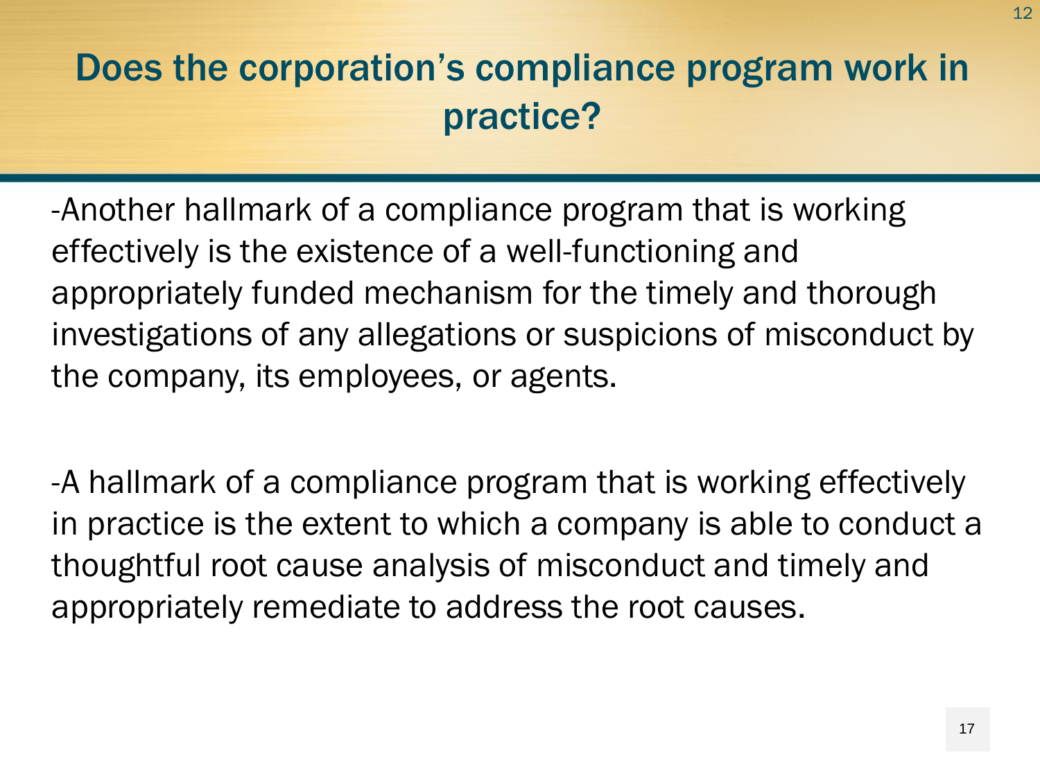# Does the corporation's compliance program work in practice?

-Another hallmark of a compliance program that is working effectively is the existence of a well-functioning and appropriately funded mechanism for the timely and thorough investigations of any allegations or suspicions of misconduct by the company, its employees, or agents.

-A hallmark of a compliance program that is working effectively in practice is the extent to which a company is able to conduct a thoughtful root cause analysis of misconduct and timely and appropriately remediate to address the root causes.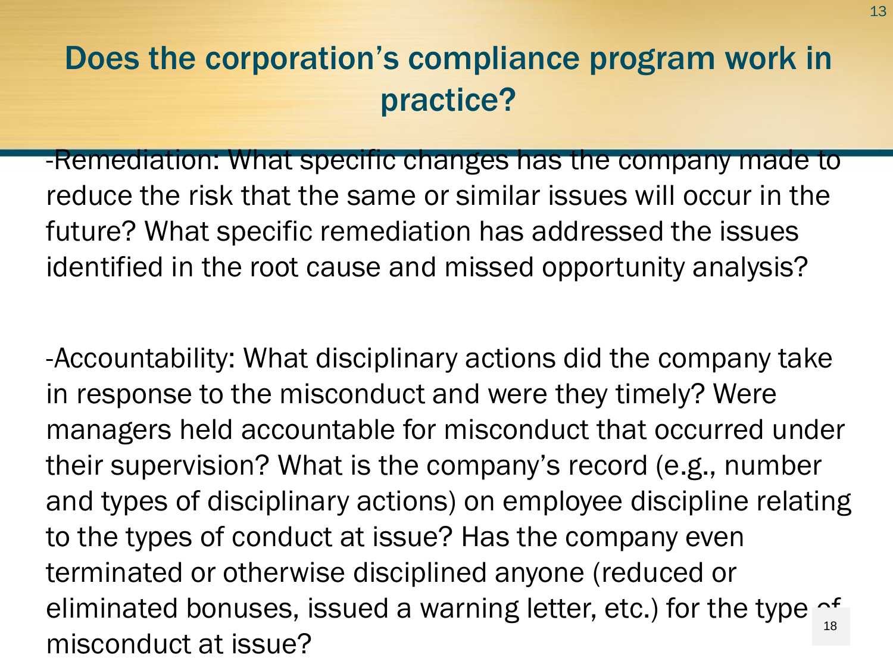# Does the corporation's compliance program work in practice?

-Remediation: What specific changes has the company made to reduce the risk that the same or similar issues will occur in the future? What specific remediation has addressed the issues identified in the root cause and missed opportunity analysis?

-Accountability: What disciplinary actions did the company take in response to the misconduct and were they timely? Were managers held accountable for misconduct that occurred under their supervision? What is the company's record (e.g., number and types of disciplinary actions) on employee discipline relating to the types of conduct at issue? Has the company even terminated or otherwise disciplined anyone (reduced or eliminated bonuses, issued a warning letter, etc.) for the type of misconduct at issue?